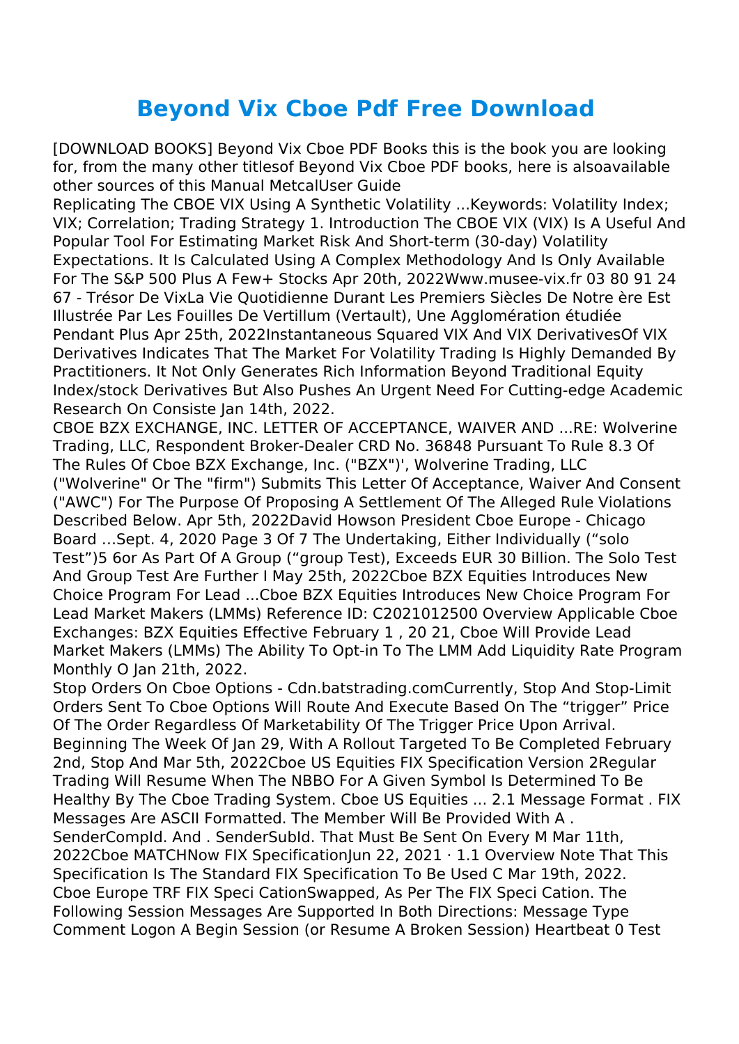# Beyond Vix Cboe Pdf Free Download

[DOWNLOAD BOOKS] Beyond Vix Cboe PDF Books this is the book you are looking for, from the many other titlesof Beyond Vix Cboe PDF books, here is alsoavailable other sources of this Manual MetcalUser Guide

Replicating The CBOE VIX Using A Synthetic Volatility ...Keywords: Volatility Index; VIX; Correlation; Trading Strategy 1. Introduction The CBOE VIX (VIX) Is A Useful And Popular Tool For Estimating Market Risk And Short-term (30-day) Volatility Expectations. It Is Calculated Using A Complex Methodology And Is Only Available For The S&P 500 Plus A Few+ Stocks Apr 20th, 2022Www.musee-vix.fr 03 80 91 24 67 - Trésor De VixLa Vie Quotidienne Durant Les Premiers Siècles De Notre ère Est Illustrée Par Les Fouilles De Vertillum (Vertault), Une Agglomération étudiée Pendant Plus Apr 25th, 2022Instantaneous Squared VIX And VIX DerivativesOf VIX Derivatives Indicates That The Market For Volatility Trading Is Highly Demanded By Practitioners. It Not Only Generates Rich Information Beyond Traditional Equity Index/stock Derivatives But Also Pushes An Urgent Need For Cutting-edge Academic Research On Consiste Jan 14th, 2022.

CBOE BZX EXCHANGE, INC. LETTER OF ACCEPTANCE, WAIVER AND ...RE: Wolverine Trading, LLC, Respondent Broker-Dealer CRD No. 36848 Pursuant To Rule 8.3 Of The Rules Of Cboe BZX Exchange, Inc. ("BZX")', Wolverine Trading, LLC ("Wolverine" Or The "firm") Submits This Letter Of Acceptance, Waiver And Consent ("AWC") For The Purpose Of Proposing A Settlement Of The Alleged Rule Violations Described Below. Apr 5th, 2022David Howson President Cboe Europe - Chicago Board …Sept. 4, 2020 Page 3 Of 7 The Undertaking, Either Individually ("solo Test")5 6or As Part Of A Group ("group Test), Exceeds EUR 30 Billion. The Solo Test And Group Test Are Further I May 25th, 2022Cboe BZX Equities Introduces New Choice Program For Lead ...Cboe BZX Equities Introduces New Choice Program For Lead Market Makers (LMMs) Reference ID: C2021012500 Overview Applicable Cboe Exchanges: BZX Equities Effective February 1 , 20 21, Cboe Will Provide Lead Market Makers (LMMs) The Ability To Opt-in To The LMM Add Liquidity Rate Program Monthly O Jan 21th, 2022.

Stop Orders On Cboe Options - Cdn.batstrading.comCurrently, Stop And Stop-Limit Orders Sent To Cboe Options Will Route And Execute Based On The "trigger" Price Of The Order Regardless Of Marketability Of The Trigger Price Upon Arrival. Beginning The Week Of Jan 29, With A Rollout Targeted To Be Completed February 2nd, Stop And Mar 5th, 2022Cboe US Equities FIX Specification Version 2Regular Trading Will Resume When The NBBO For A Given Symbol Is Determined To Be Healthy By The Cboe Trading System. Cboe US Equities ... 2.1 Message Format . FIX Messages Are ASCII Formatted. The Member Will Be Provided With A . SenderCompId. And . SenderSubId. That Must Be Sent On Every M Mar 11th, 2022Cboe MATCHNow FIX SpecificationJun 22, 2021 · 1.1 Overview Note That This Specification Is The Standard FIX Specification To Be Used C Mar 19th, 2022.

Cboe Europe TRF FIX Speci CationSwapped, As Per The FIX Speci Cation. The Following Session Messages Are Supported In Both Directions: Message Type Comment Logon A Begin Session (or Resume A Broken Session) Heartbeat 0 Test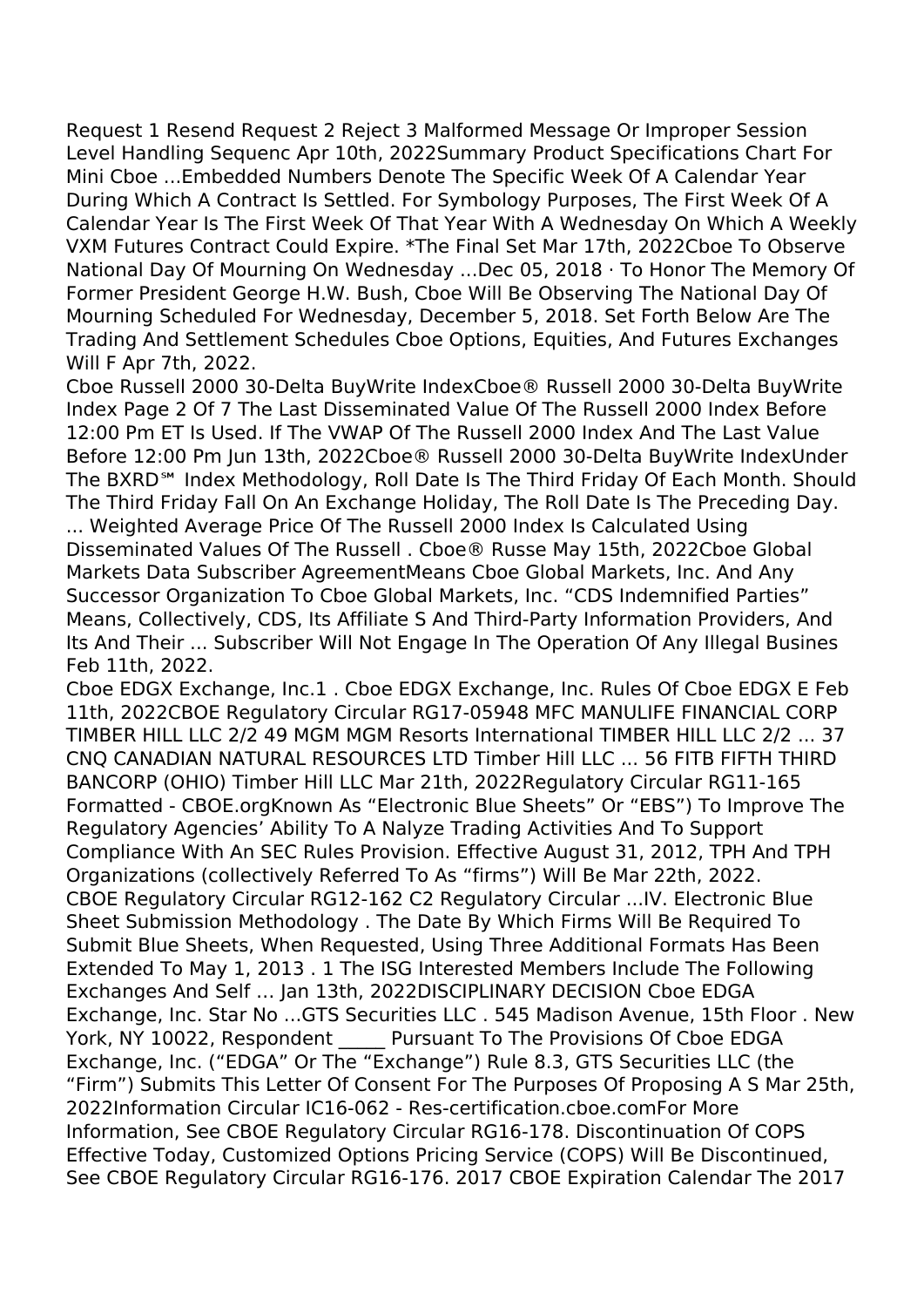Request 1 Resend Request 2 Reject 3 Malformed Message Or Improper Session Level Handling Sequenc Apr 10th, 2022Summary Product Specifications Chart For Mini Cboe ...Embedded Numbers Denote The Specific Week Of A Calendar Year During Which A Contract Is Settled. For Symbology Purposes, The First Week Of A Calendar Year Is The First Week Of That Year With A Wednesday On Which A Weekly VXM Futures Contract Could Expire. *The Final Set Mar 17th, 2022Cboe To Observe National Day Of Mourning On Wednesday ...Dec 05, 2018 · To Honor The Memory Of Former President George H.W. Bush, Cboe Will Be Observing The National Day Of Mourning Scheduled For Wednesday, December 5, 2018. Set Forth Below Are The Trading And Settlement Schedules Cboe Options, Equities, And Futures Exchanges Will F Apr 7th, 2022.

Cboe Russell 2000 30-Delta BuyWrite IndexCboe® Russell 2000 30-Delta BuyWrite Index Page 2 Of 7 The Last Disseminated Value Of The Russell 2000 Index Before 12:00 Pm ET Is Used. If The VWAP Of The Russell 2000 Index And The Last Value Before 12:00 Pm Jun 13th, 2022Cboe® Russell 2000 30-Delta BuyWrite IndexUnder The BXRD℠ Index Methodology, Roll Date Is The Third Friday Of Each Month. Should The Third Friday Fall On An Exchange Holiday, The Roll Date Is The Preceding Day. ... Weighted Average Price Of The Russell 2000 Index Is Calculated Using Disseminated Values Of The Russell . Cboe® Russe May 15th, 2022Cboe Global Markets Data Subscriber AgreementMeans Cboe Global Markets, Inc. And Any Successor Organization To Cboe Global Markets, Inc. "CDS Indemnified Parties" Means, Collectively, CDS, Its Affiliate S And Third-Party Information Providers, And Its And Their ... Subscriber Will Not Engage In The Operation Of Any Illegal Busines Feb 11th, 2022.

Cboe EDGX Exchange, Inc.1 . Cboe EDGX Exchange, Inc. Rules Of Cboe EDGX E Feb 11th, 2022CBOE Regulatory Circular RG17-05948 MFC MANULIFE FINANCIAL CORP TIMBER HILL LLC 2/2 49 MGM MGM Resorts International TIMBER HILL LLC 2/2 ... 37 CNQ CANADIAN NATURAL RESOURCES LTD Timber Hill LLC ... 56 FITB FIFTH THIRD BANCORP (OHIO) Timber Hill LLC Mar 21th, 2022Regulatory Circular RG11-165 Formatted - CBOE.orgKnown As "Electronic Blue Sheets" Or "EBS") To Improve The Regulatory Agencies' Ability To A Nalyze Trading Activities And To Support Compliance With An SEC Rules Provision. Effective August 31, 2012, TPH And TPH Organizations (collectively Referred To As "firms") Will Be Mar 22th, 2022.

CBOE Regulatory Circular RG12-162 C2 Regulatory Circular ...IV. Electronic Blue Sheet Submission Methodology . The Date By Which Firms Will Be Required To Submit Blue Sheets, When Requested, Using Three Additional Formats Has Been Extended To May 1, 2013 . 1 The ISG Interested Members Include The Following Exchanges And Self ... Jan 13th, 2022DISCIPLINARY DECISION Cboe EDGA Exchange, Inc. Star No ...GTS Securities LLC . 545 Madison Avenue, 15th Floor . New York, NY 10022, Respondent _____ Pursuant To The Provisions Of Cboe EDGA Exchange, Inc. ("EDGA" Or The "Exchange") Rule 8.3, GTS Securities LLC (the "Firm") Submits This Letter Of Consent For The Purposes Of Proposing A S Mar 25th, 2022Information Circular IC16-062 - Res-certification.cboe.comFor More Information, See CBOE Regulatory Circular RG16-178. Discontinuation Of COPS Effective Today, Customized Options Pricing Service (COPS) Will Be Discontinued, See CBOE Regulatory Circular RG16-176. 2017 CBOE Expiration Calendar The 2017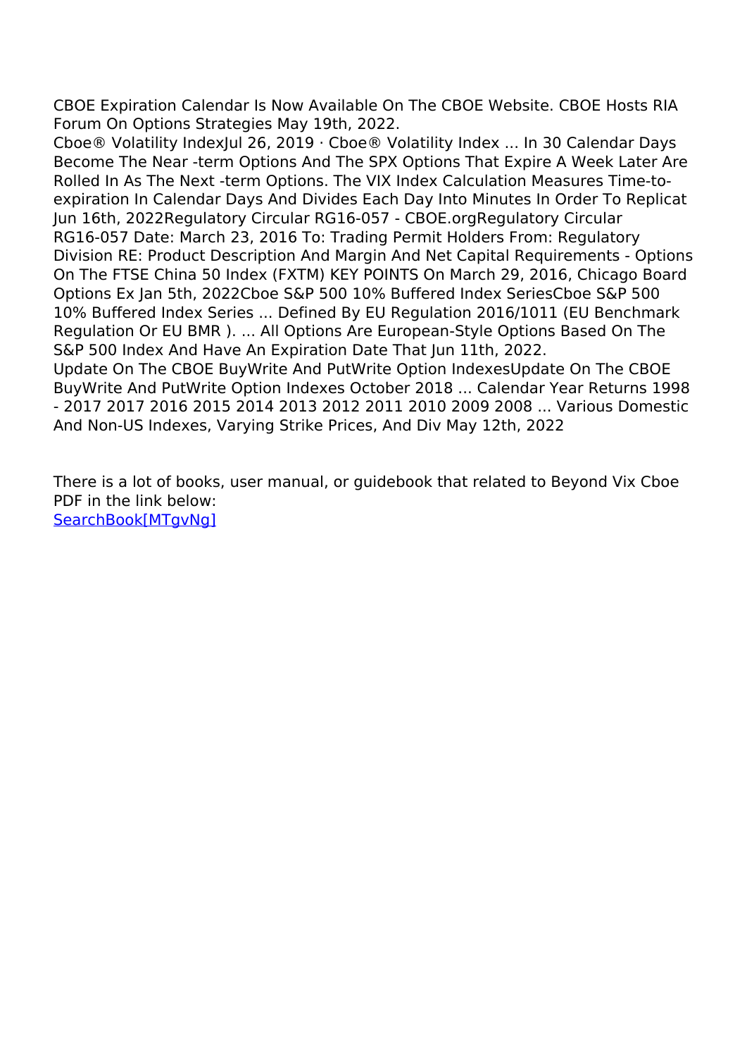CBOE Expiration Calendar Is Now Available On The CBOE Website. CBOE Hosts RIA Forum On Options Strategies May 19th, 2022.

Cboe® Volatility IndexJul 26, 2019 · Cboe® Volatility Index ... In 30 Calendar Days Become The Near -term Options And The SPX Options That Expire A Week Later Are Rolled In As The Next -term Options. The VIX Index Calculation Measures Time-to-expiration In Calendar Days And Divides Each Day Into Minutes In Order To Replicat Jun 16th, 2022Regulatory Circular RG16-057 - CBOE.orgRegulatory Circular RG16-057 Date: March 23, 2016 To: Trading Permit Holders From: Regulatory Division RE: Product Description And Margin And Net Capital Requirements - Options On The FTSE China 50 Index (FXTM) KEY POINTS On March 29, 2016, Chicago Board Options Ex Jan 5th, 2022Cboe S&P 500 10% Buffered Index SeriesCboe S&P 500 10% Buffered Index Series ... Defined By EU Regulation 2016/1011 (EU Benchmark Regulation Or EU BMR ). ... All Options Are European-Style Options Based On The S&P 500 Index And Have An Expiration Date That Jun 11th, 2022.

Update On The CBOE BuyWrite And PutWrite Option IndexesUpdate On The CBOE BuyWrite And PutWrite Option Indexes October 2018 ... Calendar Year Returns 1998 - 2017 2017 2016 2015 2014 2013 2012 2011 2010 2009 2008 ... Various Domestic And Non-US Indexes, Varying Strike Prices, And Div May 12th, 2022

There is a lot of books, user manual, or guidebook that related to Beyond Vix Cboe PDF in the link below:

[SearchBook[MTgvNg]](#)